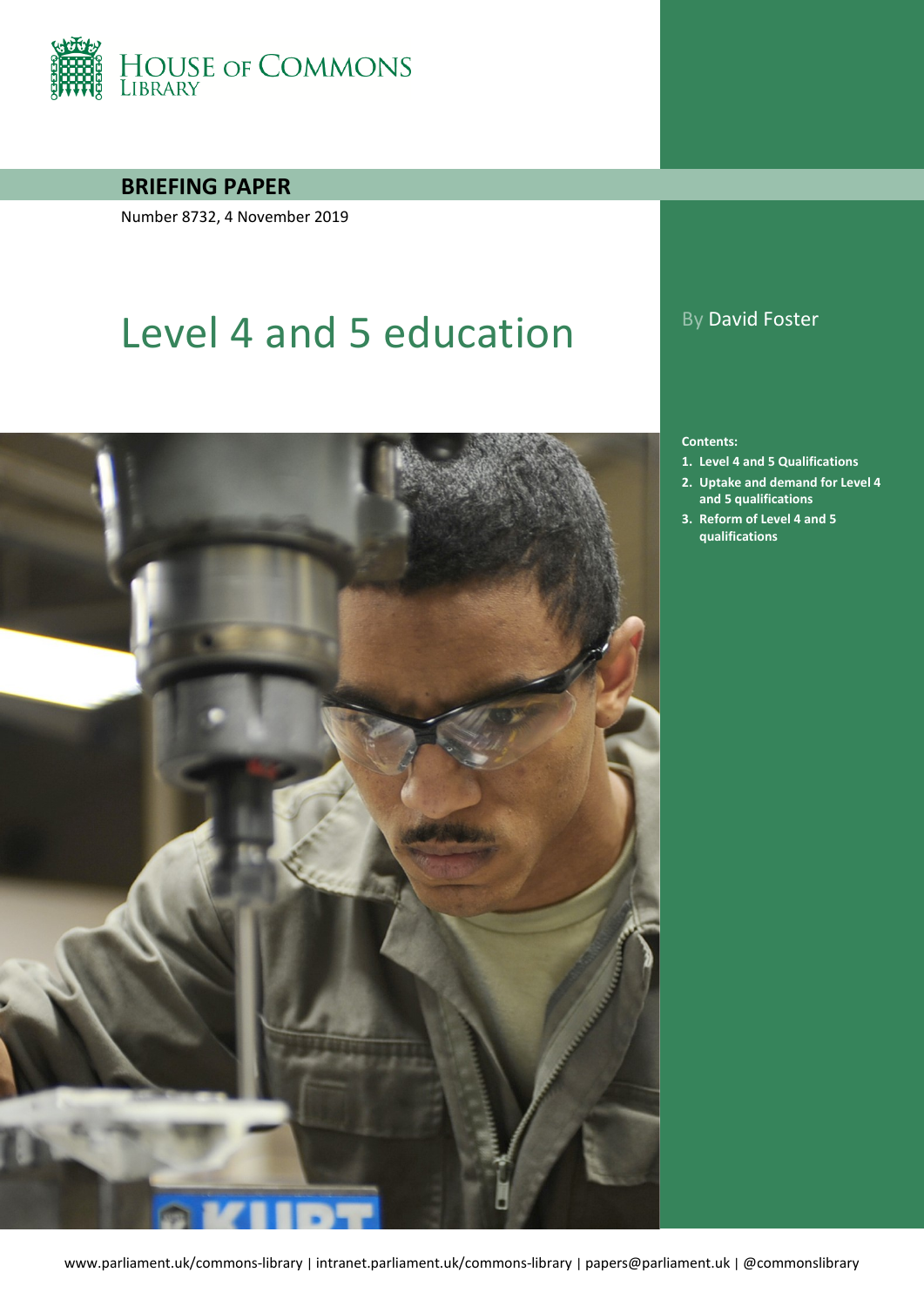HOUSE OF COMMONS LIBRARY

**BRIEFING PAPER**

Number 8732, 4 November 2019

# Level 4 and 5 education

By David Foster

**Contents:**

1. **Level 4 and 5 Qualifications**
2. **Uptake and demand for Level 4 and 5 qualifications**
3. **Reform of Level 4 and 5 qualifications**

www.parliament.uk/commons-library | intranet.parliament.uk/commons-library | papers@parliament.uk | @commonslibrary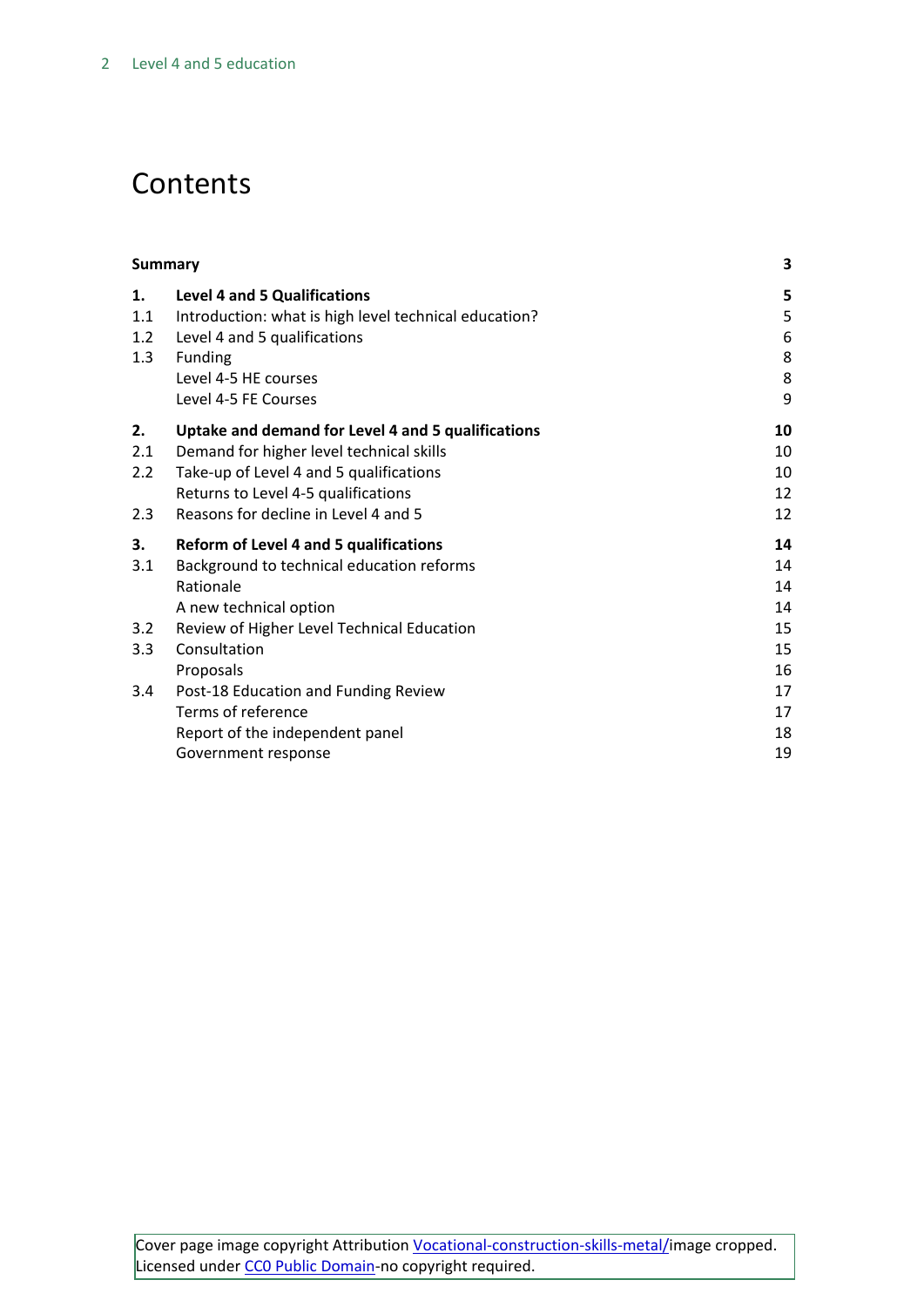# Contents

| | | |
|---|---|---|
| **Summary** | | **3** |
| **1.** | **Level 4 and 5 Qualifications** | **5** |
| 1.1 | Introduction: what is high level technical education? | 5 |
| 1.2 | Level 4 and 5 qualifications | 6 |
| 1.3 | Funding | 8 |
| | Level 4-5 HE courses | 8 |
| | Level 4-5 FE Courses | 9 |
| **2.** | **Uptake and demand for Level 4 and 5 qualifications** | **10** |
| 2.1 | Demand for higher level technical skills | 10 |
| 2.2 | Take-up of Level 4 and 5 qualifications | 10 |
| | Returns to Level 4-5 qualifications | 12 |
| 2.3 | Reasons for decline in Level 4 and 5 | 12 |
| **3.** | **Reform of Level 4 and 5 qualifications** | **14** |
| 3.1 | Background to technical education reforms | 14 |
| | Rationale | 14 |
| | A new technical option | 14 |
| 3.2 | Review of Higher Level Technical Education | 15 |
| 3.3 | Consultation | 15 |
| | Proposals | 16 |
| 3.4 | Post-18 Education and Funding Review | 17 |
| | Terms of reference | 17 |
| | Report of the independent panel | 18 |
| | Government response | 19 |

Cover page image copyright Attribution Vocational-construction-skills-metal/image cropped. Licensed under CC0 Public Domain-no copyright required.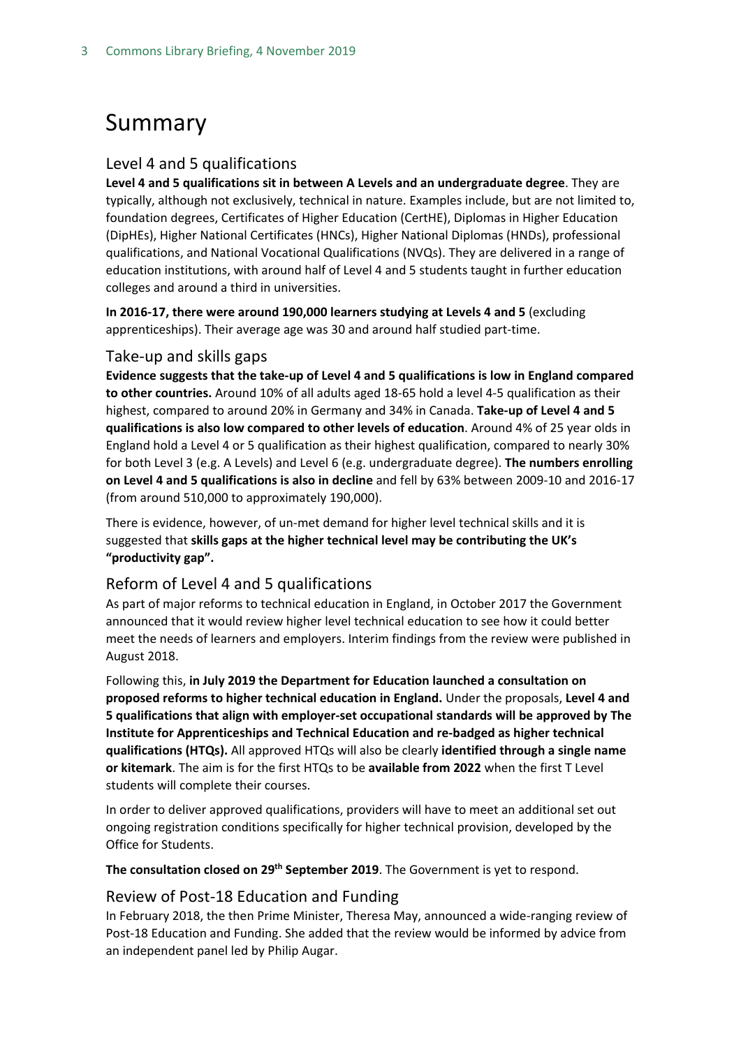# Summary

## Level 4 and 5 qualifications

**Level 4 and 5 qualifications sit in between A Levels and an undergraduate degree**. They are typically, although not exclusively, technical in nature. Examples include, but are not limited to, foundation degrees, Certificates of Higher Education (CertHE), Diplomas in Higher Education (DipHEs), Higher National Certificates (HNCs), Higher National Diplomas (HNDs), professional qualifications, and National Vocational Qualifications (NVQs). They are delivered in a range of education institutions, with around half of Level 4 and 5 students taught in further education colleges and around a third in universities.

**In 2016-17, there were around 190,000 learners studying at Levels 4 and 5** (excluding apprenticeships). Their average age was 30 and around half studied part-time.

## Take-up and skills gaps

**Evidence suggests that the take-up of Level 4 and 5 qualifications is low in England compared to other countries.** Around 10% of all adults aged 18-65 hold a level 4-5 qualification as their highest, compared to around 20% in Germany and 34% in Canada. **Take-up of Level 4 and 5 qualifications is also low compared to other levels of education**. Around 4% of 25 year olds in England hold a Level 4 or 5 qualification as their highest qualification, compared to nearly 30% for both Level 3 (e.g. A Levels) and Level 6 (e.g. undergraduate degree). **The numbers enrolling on Level 4 and 5 qualifications is also in decline** and fell by 63% between 2009-10 and 2016-17 (from around 510,000 to approximately 190,000).

There is evidence, however, of un-met demand for higher level technical skills and it is suggested that **skills gaps at the higher technical level may be contributing the UK's "productivity gap".**

## Reform of Level 4 and 5 qualifications

As part of major reforms to technical education in England, in October 2017 the Government announced that it would review higher level technical education to see how it could better meet the needs of learners and employers. Interim findings from the review were published in August 2018.

Following this, **in July 2019 the Department for Education launched a consultation on proposed reforms to higher technical education in England.** Under the proposals, **Level 4 and 5 qualifications that align with employer-set occupational standards will be approved by The Institute for Apprenticeships and Technical Education and re-badged as higher technical qualifications (HTQs).** All approved HTQs will also be clearly **identified through a single name or kitemark**. The aim is for the first HTQs to be **available from 2022** when the first T Level students will complete their courses.

In order to deliver approved qualifications, providers will have to meet an additional set out ongoing registration conditions specifically for higher technical provision, developed by the Office for Students.

**The consultation closed on 29th September 2019**. The Government is yet to respond.

## Review of Post-18 Education and Funding

In February 2018, the then Prime Minister, Theresa May, announced a wide-ranging review of Post-18 Education and Funding. She added that the review would be informed by advice from an independent panel led by Philip Augar.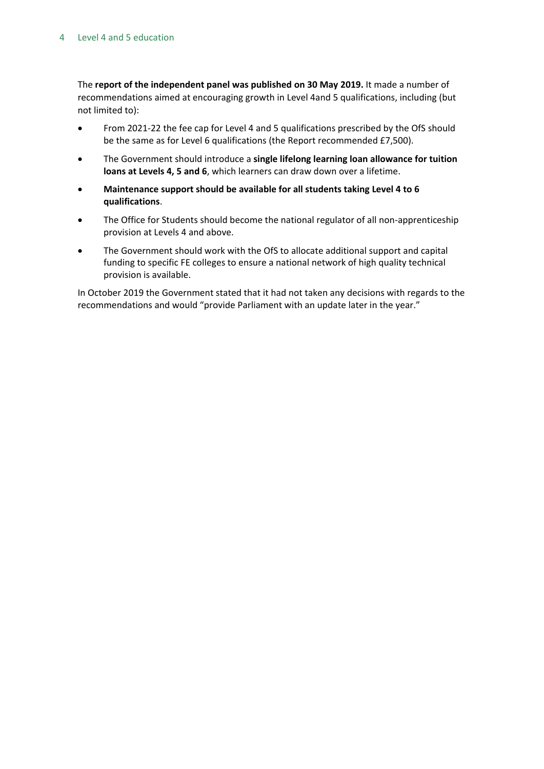The **report of the independent panel was published on 30 May 2019.** It made a number of recommendations aimed at encouraging growth in Level 4and 5 qualifications, including (but not limited to):

- From 2021-22 the fee cap for Level 4 and 5 qualifications prescribed by the OfS should be the same as for Level 6 qualifications (the Report recommended £7,500).
- The Government should introduce a **single lifelong learning loan allowance for tuition loans at Levels 4, 5 and 6**, which learners can draw down over a lifetime.
- **Maintenance support should be available for all students taking Level 4 to 6 qualifications**.
- The Office for Students should become the national regulator of all non-apprenticeship provision at Levels 4 and above.
- The Government should work with the OfS to allocate additional support and capital funding to specific FE colleges to ensure a national network of high quality technical provision is available.

In October 2019 the Government stated that it had not taken any decisions with regards to the recommendations and would "provide Parliament with an update later in the year."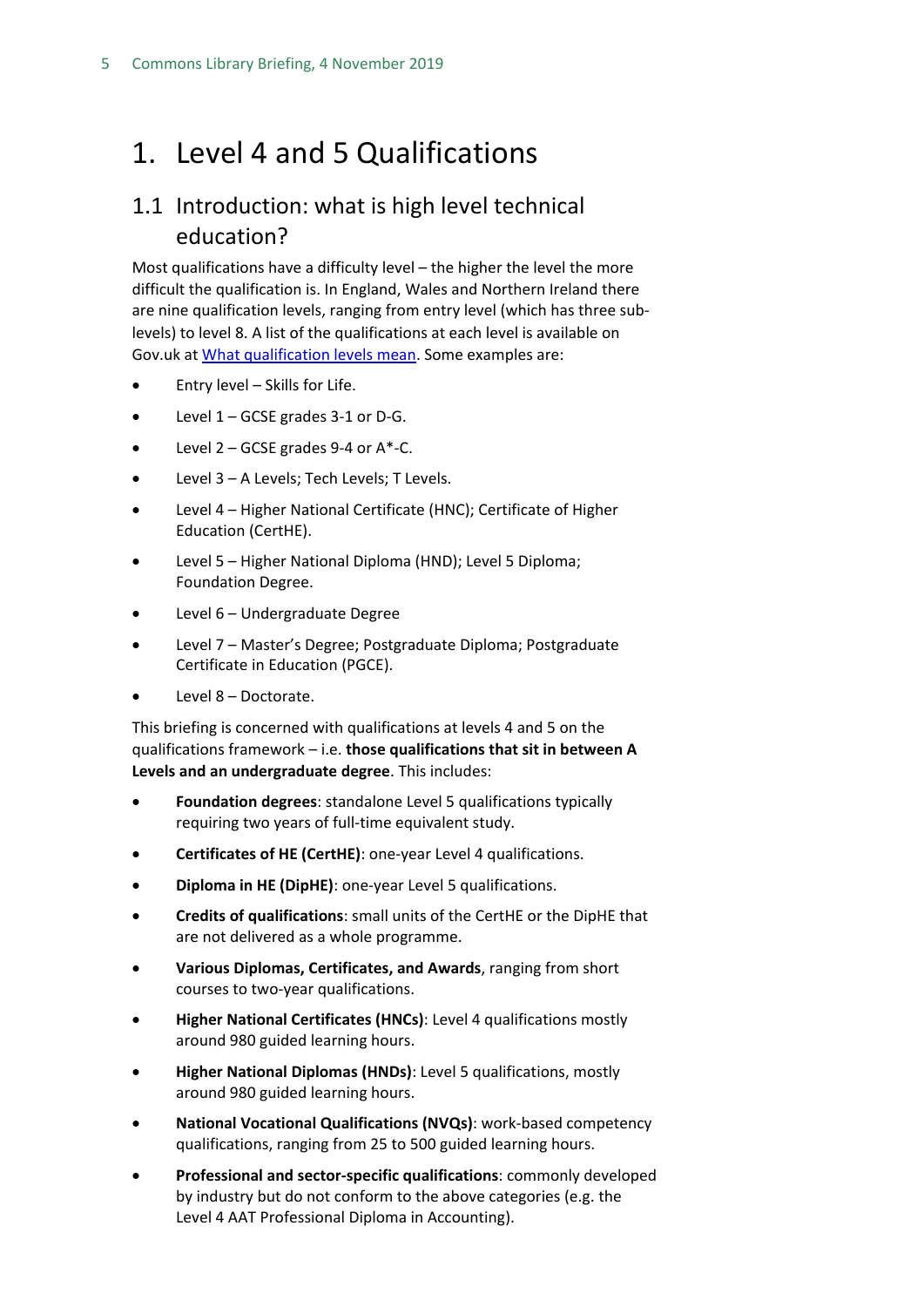# 1. Level 4 and 5 Qualifications

## 1.1 Introduction: what is high level technical education?

Most qualifications have a difficulty level – the higher the level the more difficult the qualification is. In England, Wales and Northern Ireland there are nine qualification levels, ranging from entry level (which has three sub-levels) to level 8. A list of the qualifications at each level is available on Gov.uk at [What qualification levels mean](). Some examples are:

- Entry level – Skills for Life.
- Level 1 – GCSE grades 3-1 or D-G.
- Level 2 – GCSE grades 9-4 or A*-C.
- Level 3 – A Levels; Tech Levels; T Levels.
- Level 4 – Higher National Certificate (HNC); Certificate of Higher Education (CertHE).
- Level 5 – Higher National Diploma (HND); Level 5 Diploma; Foundation Degree.
- Level 6 – Undergraduate Degree
- Level 7 – Master's Degree; Postgraduate Diploma; Postgraduate Certificate in Education (PGCE).
- Level 8 – Doctorate.

This briefing is concerned with qualifications at levels 4 and 5 on the qualifications framework – i.e. **those qualifications that sit in between A Levels and an undergraduate degree**. This includes:

- **Foundation degrees**: standalone Level 5 qualifications typically requiring two years of full-time equivalent study.
- **Certificates of HE (CertHE)**: one-year Level 4 qualifications.
- **Diploma in HE (DipHE)**: one-year Level 5 qualifications.
- **Credits of qualifications**: small units of the CertHE or the DipHE that are not delivered as a whole programme.
- **Various Diplomas, Certificates, and Awards**, ranging from short courses to two-year qualifications.
- **Higher National Certificates (HNCs)**: Level 4 qualifications mostly around 980 guided learning hours.
- **Higher National Diplomas (HNDs)**: Level 5 qualifications, mostly around 980 guided learning hours.
- **National Vocational Qualifications (NVQs)**: work-based competency qualifications, ranging from 25 to 500 guided learning hours.
- **Professional and sector-specific qualifications**: commonly developed by industry but do not conform to the above categories (e.g. the Level 4 AAT Professional Diploma in Accounting).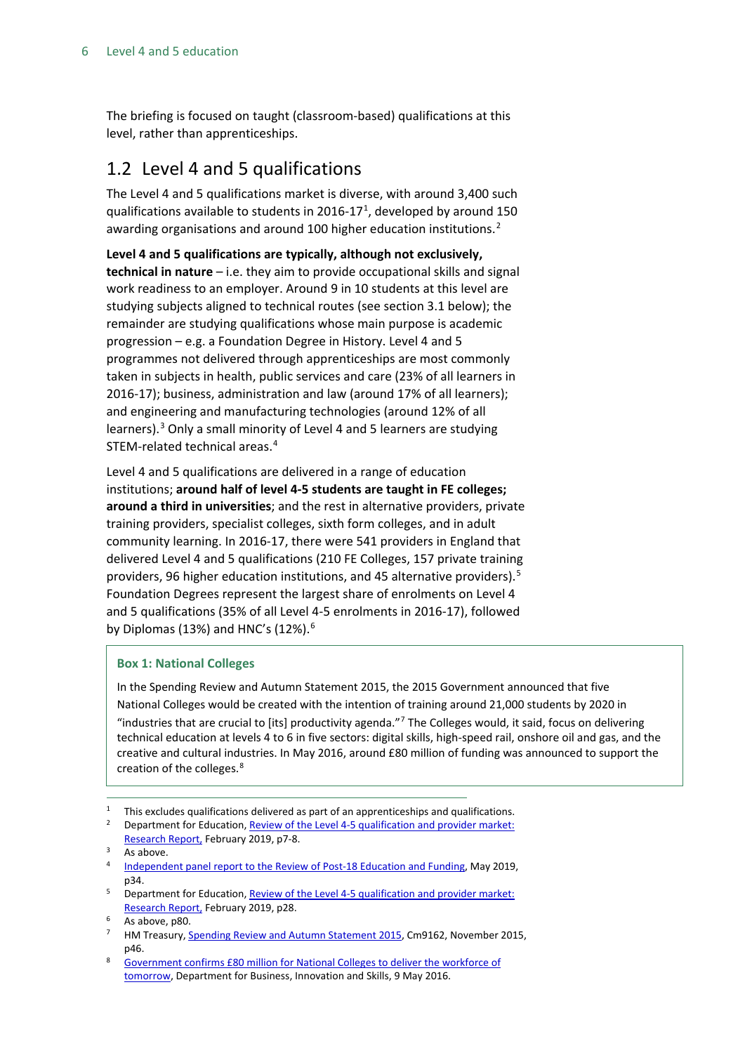The briefing is focused on taught (classroom-based) qualifications at this level, rather than apprenticeships.

## 1.2 Level 4 and 5 qualifications

The Level 4 and 5 qualifications market is diverse, with around 3,400 such qualifications available to students in 2016-17[1], developed by around 150 awarding organisations and around 100 higher education institutions.[2]

**Level 4 and 5 qualifications are typically, although not exclusively, technical in nature** – i.e. they aim to provide occupational skills and signal work readiness to an employer. Around 9 in 10 students at this level are studying subjects aligned to technical routes (see section 3.1 below); the remainder are studying qualifications whose main purpose is academic progression – e.g. a Foundation Degree in History. Level 4 and 5 programmes not delivered through apprenticeships are most commonly taken in subjects in health, public services and care (23% of all learners in 2016-17); business, administration and law (around 17% of all learners); and engineering and manufacturing technologies (around 12% of all learners).[3] Only a small minority of Level 4 and 5 learners are studying STEM-related technical areas.[4]

Level 4 and 5 qualifications are delivered in a range of education institutions; **around half of level 4-5 students are taught in FE colleges; around a third in universities**; and the rest in alternative providers, private training providers, specialist colleges, sixth form colleges, and in adult community learning. In 2016-17, there were 541 providers in England that delivered Level 4 and 5 qualifications (210 FE Colleges, 157 private training providers, 96 higher education institutions, and 45 alternative providers).[5] Foundation Degrees represent the largest share of enrolments on Level 4 and 5 qualifications (35% of all Level 4-5 enrolments in 2016-17), followed by Diplomas (13%) and HNC's (12%).[6]

> **Box 1: National Colleges**
>
> In the Spending Review and Autumn Statement 2015, the 2015 Government announced that five National Colleges would be created with the intention of training around 21,000 students by 2020 in "industries that are crucial to [its] productivity agenda."[7] The Colleges would, it said, focus on delivering technical education at levels 4 to 6 in five sectors: digital skills, high-speed rail, onshore oil and gas, and the creative and cultural industries. In May 2016, around £80 million of funding was announced to support the creation of the colleges.[8]

---

1. This excludes qualifications delivered as part of an apprenticeships and qualifications.
2. Department for Education, Review of the Level 4-5 qualification and provider market: Research Report, February 2019, p7-8.
3. As above.
4. Independent panel report to the Review of Post-18 Education and Funding, May 2019, p34.
5. Department for Education, Review of the Level 4-5 qualification and provider market: Research Report, February 2019, p28.
6. As above, p80.
7. HM Treasury, Spending Review and Autumn Statement 2015, Cm9162, November 2015, p46.
8. Government confirms £80 million for National Colleges to deliver the workforce of tomorrow, Department for Business, Innovation and Skills, 9 May 2016.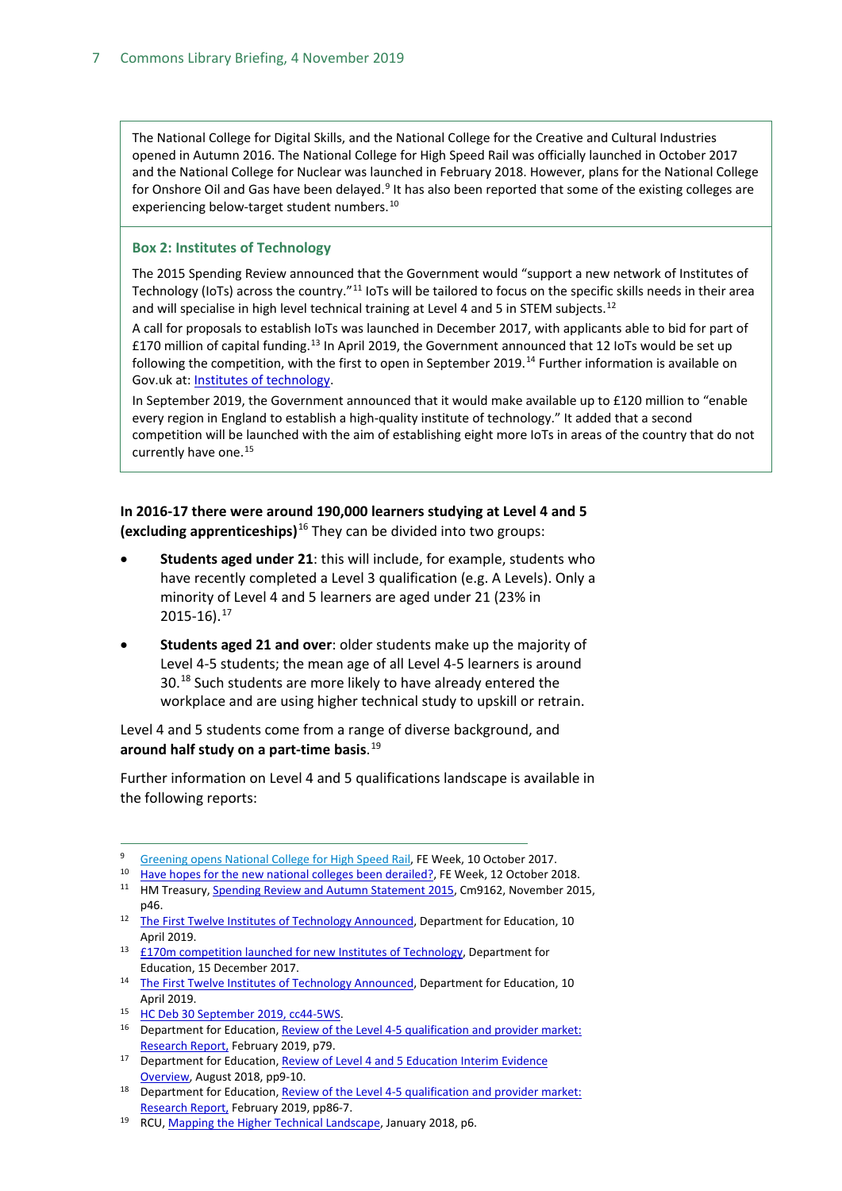The National College for Digital Skills, and the National College for the Creative and Cultural Industries opened in Autumn 2016. The National College for High Speed Rail was officially launched in October 2017 and the National College for Nuclear was launched in February 2018. However, plans for the National College for Onshore Oil and Gas have been delayed.[9] It has also been reported that some of the existing colleges are experiencing below-target student numbers.[10]

### Box 2: Institutes of Technology

The 2015 Spending Review announced that the Government would "support a new network of Institutes of Technology (IoTs) across the country."[11] IoTs will be tailored to focus on the specific skills needs in their area and will specialise in high level technical training at Level 4 and 5 in STEM subjects.[12]

A call for proposals to establish IoTs was launched in December 2017, with applicants able to bid for part of £170 million of capital funding.[13] In April 2019, the Government announced that 12 IoTs would be set up following the competition, with the first to open in September 2019.[14] Further information is available on Gov.uk at: Institutes of technology.

In September 2019, the Government announced that it would make available up to £120 million to "enable every region in England to establish a high-quality institute of technology." It added that a second competition will be launched with the aim of establishing eight more IoTs in areas of the country that do not currently have one.[15]

**In 2016-17 there were around 190,000 learners studying at Level 4 and 5 (excluding apprenticeships)**[16] They can be divided into two groups:

- **Students aged under 21**: this will include, for example, students who have recently completed a Level 3 qualification (e.g. A Levels). Only a minority of Level 4 and 5 learners are aged under 21 (23% in 2015-16).[17]
- **Students aged 21 and over**: older students make up the majority of Level 4-5 students; the mean age of all Level 4-5 learners is around 30.[18] Such students are more likely to have already entered the workplace and are using higher technical study to upskill or retrain.

Level 4 and 5 students come from a range of diverse background, and **around half study on a part-time basis**.[19]

Further information on Level 4 and 5 qualifications landscape is available in the following reports:

---

9 Greening opens National College for High Speed Rail, FE Week, 10 October 2017.
10 Have hopes for the new national colleges been derailed?, FE Week, 12 October 2018.
11 HM Treasury, Spending Review and Autumn Statement 2015, Cm9162, November 2015, p46.
12 The First Twelve Institutes of Technology Announced, Department for Education, 10 April 2019.
13 £170m competition launched for new Institutes of Technology, Department for Education, 15 December 2017.
14 The First Twelve Institutes of Technology Announced, Department for Education, 10 April 2019.
15 HC Deb 30 September 2019, cc44-5WS.
16 Department for Education, Review of the Level 4-5 qualification and provider market: Research Report, February 2019, p79.
17 Department for Education, Review of Level 4 and 5 Education Interim Evidence Overview, August 2018, pp9-10.
18 Department for Education, Review of the Level 4-5 qualification and provider market: Research Report, February 2019, pp86-7.
19 RCU, Mapping the Higher Technical Landscape, January 2018, p6.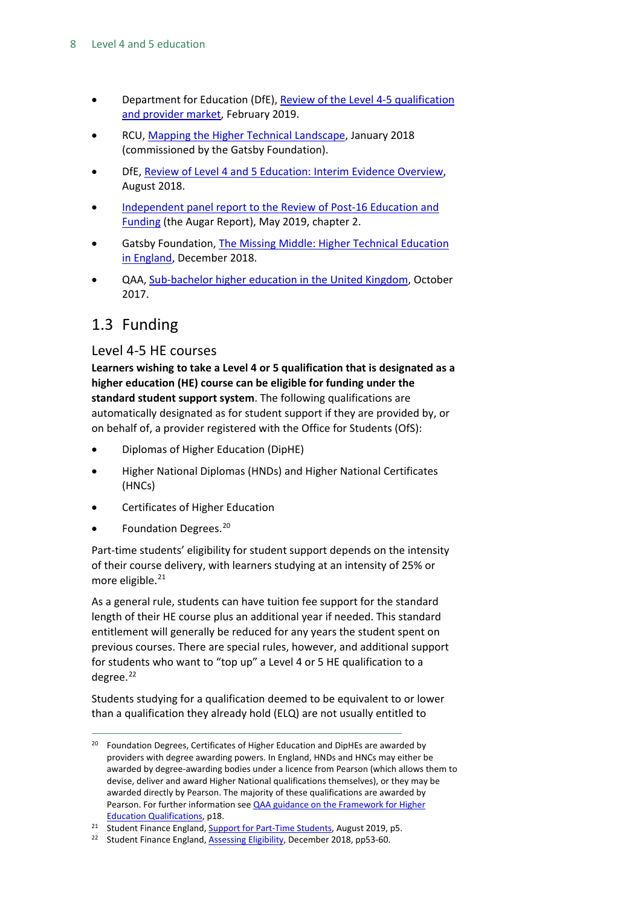- Department for Education (DfE), Review of the Level 4-5 qualification and provider market, February 2019.
- RCU, Mapping the Higher Technical Landscape, January 2018 (commissioned by the Gatsby Foundation).
- DfE, Review of Level 4 and 5 Education: Interim Evidence Overview, August 2018.
- Independent panel report to the Review of Post-16 Education and Funding (the Augar Report), May 2019, chapter 2.
- Gatsby Foundation, The Missing Middle: Higher Technical Education in England, December 2018.
- QAA, Sub-bachelor higher education in the United Kingdom, October 2017.

## 1.3 Funding

### Level 4-5 HE courses

**Learners wishing to take a Level 4 or 5 qualification that is designated as a higher education (HE) course can be eligible for funding under the standard student support system**. The following qualifications are automatically designated as for student support if they are provided by, or on behalf of, a provider registered with the Office for Students (OfS):

- Diplomas of Higher Education (DipHE)
- Higher National Diplomas (HNDs) and Higher National Certificates (HNCs)
- Certificates of Higher Education
- Foundation Degrees.[20]

Part-time students' eligibility for student support depends on the intensity of their course delivery, with learners studying at an intensity of 25% or more eligible.[21]

As a general rule, students can have tuition fee support for the standard length of their HE course plus an additional year if needed. This standard entitlement will generally be reduced for any years the student spent on previous courses. There are special rules, however, and additional support for students who want to "top up" a Level 4 or 5 HE qualification to a degree.[22]

Students studying for a qualification deemed to be equivalent to or lower than a qualification they already hold (ELQ) are not usually entitled to

---

[20] Foundation Degrees, Certificates of Higher Education and DipHEs are awarded by providers with degree awarding powers. In England, HNDs and HNCs may either be awarded by degree-awarding bodies under a licence from Pearson (which allows them to devise, deliver and award Higher National qualifications themselves), or they may be awarded directly by Pearson. The majority of these qualifications are awarded by Pearson. For further information see QAA guidance on the Framework for Higher Education Qualifications, p18.

[21] Student Finance England, Support for Part-Time Students, August 2019, p5.

[22] Student Finance England, Assessing Eligibility, December 2018, pp53-60.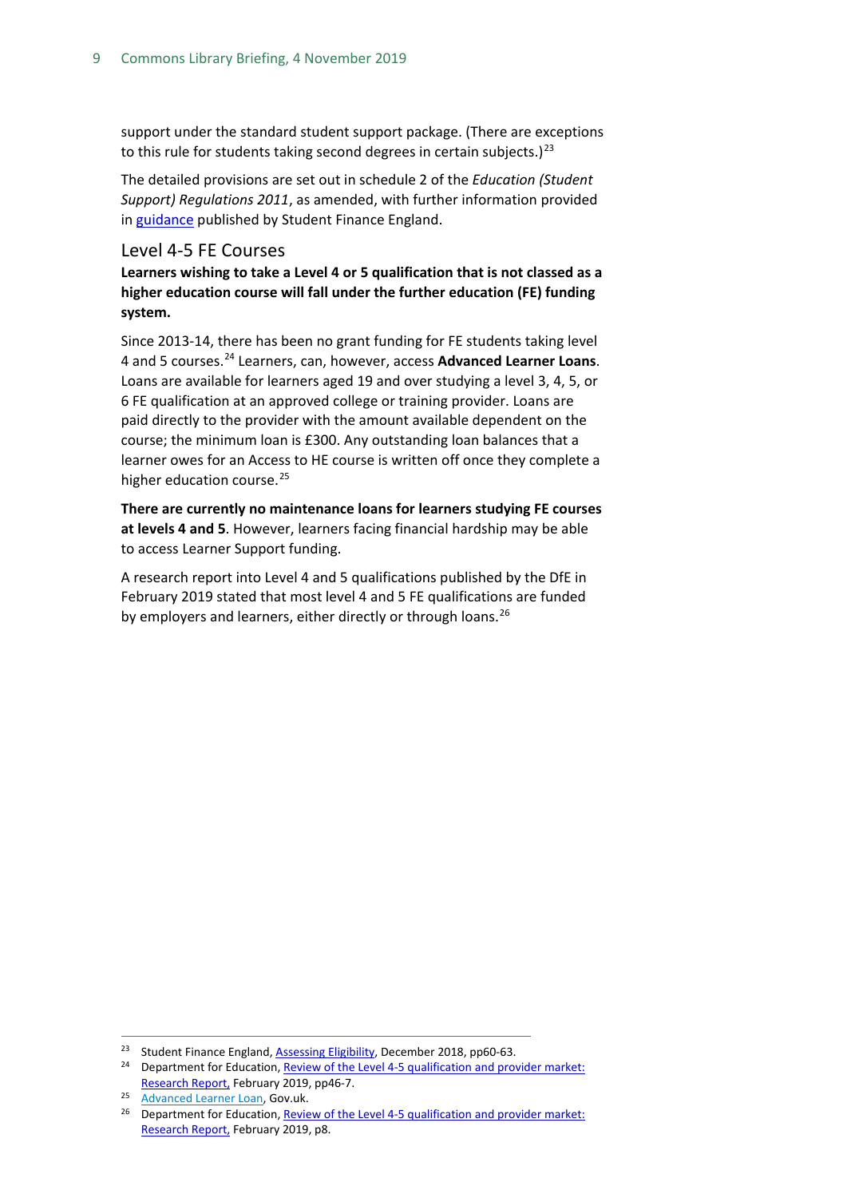support under the standard student support package. (There are exceptions to this rule for students taking second degrees in certain subjects.)[23]

The detailed provisions are set out in schedule 2 of the *Education (Student Support) Regulations 2011*, as amended, with further information provided in guidance published by Student Finance England.

## Level 4-5 FE Courses

**Learners wishing to take a Level 4 or 5 qualification that is not classed as a higher education course will fall under the further education (FE) funding system.**

Since 2013-14, there has been no grant funding for FE students taking level 4 and 5 courses.[24] Learners, can, however, access **Advanced Learner Loans**. Loans are available for learners aged 19 and over studying a level 3, 4, 5, or 6 FE qualification at an approved college or training provider. Loans are paid directly to the provider with the amount available dependent on the course; the minimum loan is £300. Any outstanding loan balances that a learner owes for an Access to HE course is written off once they complete a higher education course.[25]

**There are currently no maintenance loans for learners studying FE courses at levels 4 and 5**. However, learners facing financial hardship may be able to access Learner Support funding.

A research report into Level 4 and 5 qualifications published by the DfE in February 2019 stated that most level 4 and 5 FE qualifications are funded by employers and learners, either directly or through loans.[26]

---

[23] Student Finance England, Assessing Eligibility, December 2018, pp60-63.

[24] Department for Education, Review of the Level 4-5 qualification and provider market: Research Report, February 2019, pp46-7.

[25] Advanced Learner Loan, Gov.uk.

[26] Department for Education, Review of the Level 4-5 qualification and provider market: Research Report, February 2019, p8.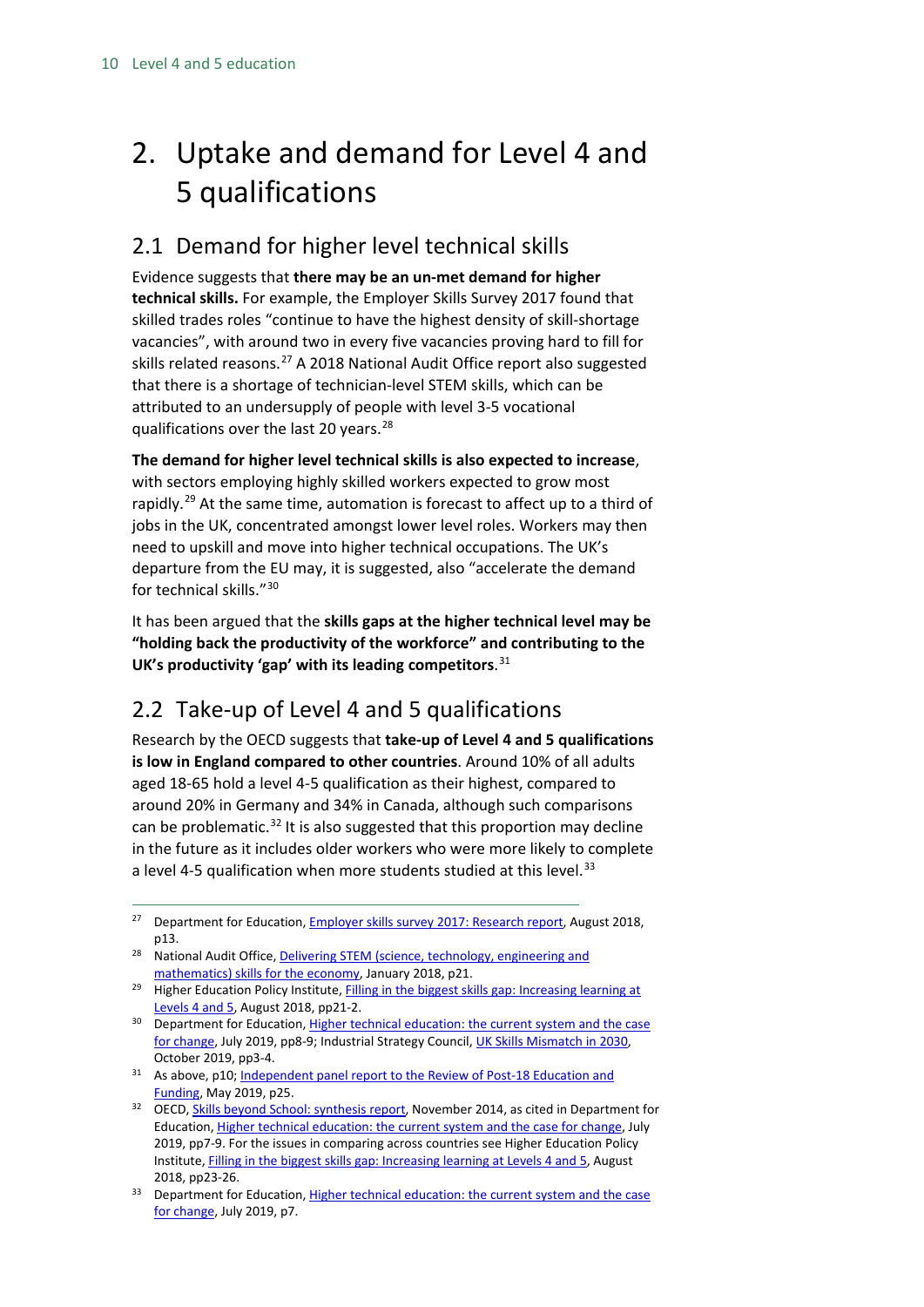# 2. Uptake and demand for Level 4 and 5 qualifications

## 2.1 Demand for higher level technical skills

Evidence suggests that **there may be an un-met demand for higher technical skills.** For example, the Employer Skills Survey 2017 found that skilled trades roles "continue to have the highest density of skill-shortage vacancies", with around two in every five vacancies proving hard to fill for skills related reasons.[27] A 2018 National Audit Office report also suggested that there is a shortage of technician-level STEM skills, which can be attributed to an undersupply of people with level 3-5 vocational qualifications over the last 20 years.[28]

**The demand for higher level technical skills is also expected to increase**, with sectors employing highly skilled workers expected to grow most rapidly.[29] At the same time, automation is forecast to affect up to a third of jobs in the UK, concentrated amongst lower level roles. Workers may then need to upskill and move into higher technical occupations. The UK's departure from the EU may, it is suggested, also "accelerate the demand for technical skills."[30]

It has been argued that the **skills gaps at the higher technical level may be "holding back the productivity of the workforce" and contributing to the UK's productivity 'gap' with its leading competitors**.[31]

## 2.2 Take-up of Level 4 and 5 qualifications

Research by the OECD suggests that **take-up of Level 4 and 5 qualifications is low in England compared to other countries**. Around 10% of all adults aged 18-65 hold a level 4-5 qualification as their highest, compared to around 20% in Germany and 34% in Canada, although such comparisons can be problematic.[32] It is also suggested that this proportion may decline in the future as it includes older workers who were more likely to complete a level 4-5 qualification when more students studied at this level.[33]

---

[27] Department for Education, Employer skills survey 2017: Research report, August 2018, p13.

[28] National Audit Office, Delivering STEM (science, technology, engineering and mathematics) skills for the economy, January 2018, p21.

[29] Higher Education Policy Institute, Filling in the biggest skills gap: Increasing learning at Levels 4 and 5, August 2018, pp21-2.

[30] Department for Education, Higher technical education: the current system and the case for change, July 2019, pp8-9; Industrial Strategy Council, UK Skills Mismatch in 2030, October 2019, pp3-4.

[31] As above, p10; Independent panel report to the Review of Post-18 Education and Funding, May 2019, p25.

[32] OECD, Skills beyond School: synthesis report, November 2014, as cited in Department for Education, Higher technical education: the current system and the case for change, July 2019, pp7-9. For the issues in comparing across countries see Higher Education Policy Institute, Filling in the biggest skills gap: Increasing learning at Levels 4 and 5, August 2018, pp23-26.

[33] Department for Education, Higher technical education: the current system and the case for change, July 2019, p7.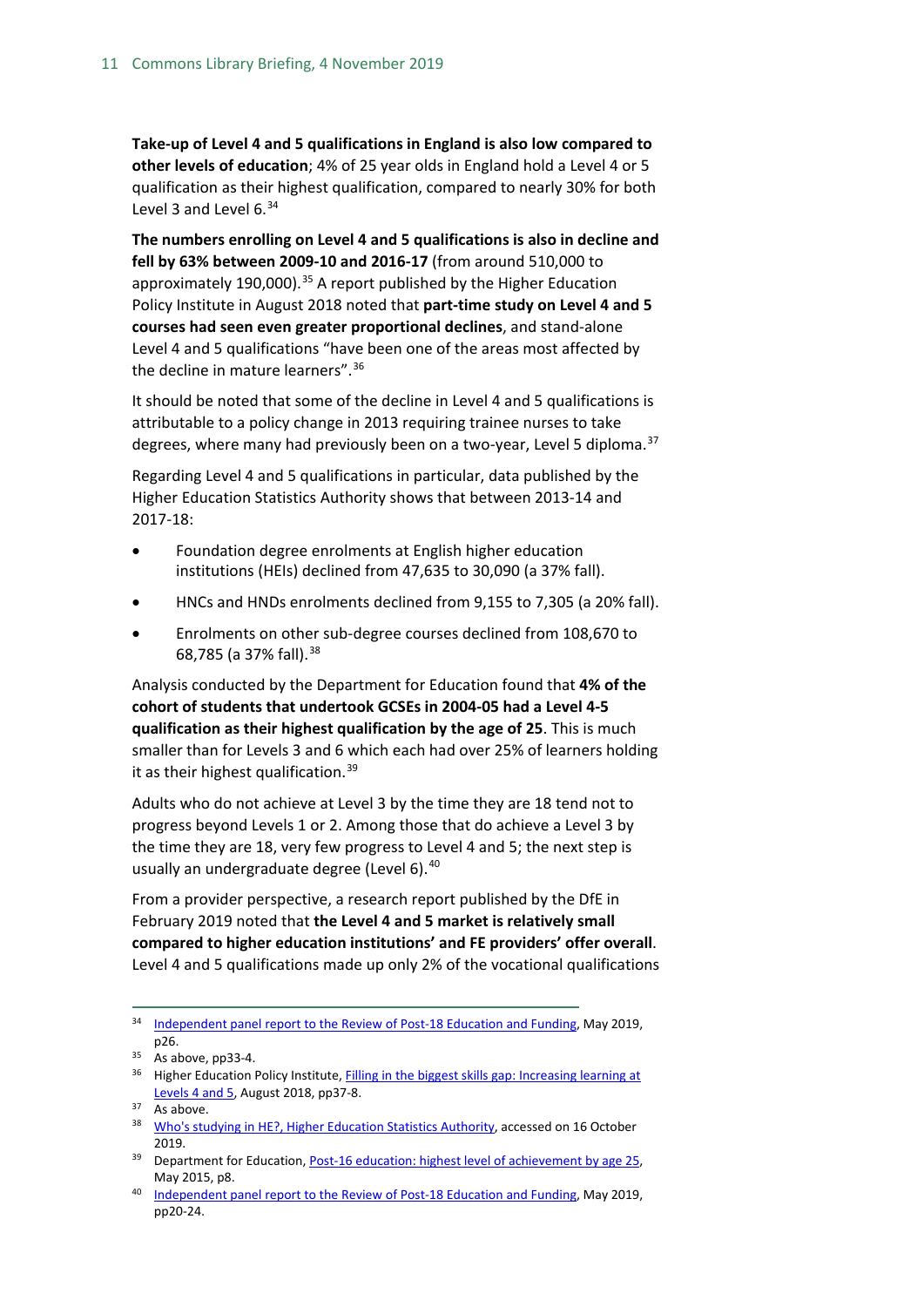**Take-up of Level 4 and 5 qualifications in England is also low compared to other levels of education**; 4% of 25 year olds in England hold a Level 4 or 5 qualification as their highest qualification, compared to nearly 30% for both Level 3 and Level 6.[34]

**The numbers enrolling on Level 4 and 5 qualifications is also in decline and fell by 63% between 2009-10 and 2016-17** (from around 510,000 to approximately 190,000).[35] A report published by the Higher Education Policy Institute in August 2018 noted that **part-time study on Level 4 and 5 courses had seen even greater proportional declines**, and stand-alone Level 4 and 5 qualifications "have been one of the areas most affected by the decline in mature learners".[36]

It should be noted that some of the decline in Level 4 and 5 qualifications is attributable to a policy change in 2013 requiring trainee nurses to take degrees, where many had previously been on a two-year, Level 5 diploma.[37]

Regarding Level 4 and 5 qualifications in particular, data published by the Higher Education Statistics Authority shows that between 2013-14 and 2017-18:

- Foundation degree enrolments at English higher education institutions (HEIs) declined from 47,635 to 30,090 (a 37% fall).
- HNCs and HNDs enrolments declined from 9,155 to 7,305 (a 20% fall).
- Enrolments on other sub-degree courses declined from 108,670 to 68,785 (a 37% fall).[38]

Analysis conducted by the Department for Education found that **4% of the cohort of students that undertook GCSEs in 2004-05 had a Level 4-5 qualification as their highest qualification by the age of 25**. This is much smaller than for Levels 3 and 6 which each had over 25% of learners holding it as their highest qualification.[39]

Adults who do not achieve at Level 3 by the time they are 18 tend not to progress beyond Levels 1 or 2. Among those that do achieve a Level 3 by the time they are 18, very few progress to Level 4 and 5; the next step is usually an undergraduate degree (Level 6).[40]

From a provider perspective, a research report published by the DfE in February 2019 noted that **the Level 4 and 5 market is relatively small compared to higher education institutions' and FE providers' offer overall**. Level 4 and 5 qualifications made up only 2% of the vocational qualifications

---

[34] Independent panel report to the Review of Post-18 Education and Funding, May 2019, p26.

[35] As above, pp33-4.

[36] Higher Education Policy Institute, Filling in the biggest skills gap: Increasing learning at Levels 4 and 5, August 2018, pp37-8.

[37] As above.

[38] Who's studying in HE?, Higher Education Statistics Authority, accessed on 16 October 2019.

[39] Department for Education, Post-16 education: highest level of achievement by age 25, May 2015, p8.

[40] Independent panel report to the Review of Post-18 Education and Funding, May 2019, pp20-24.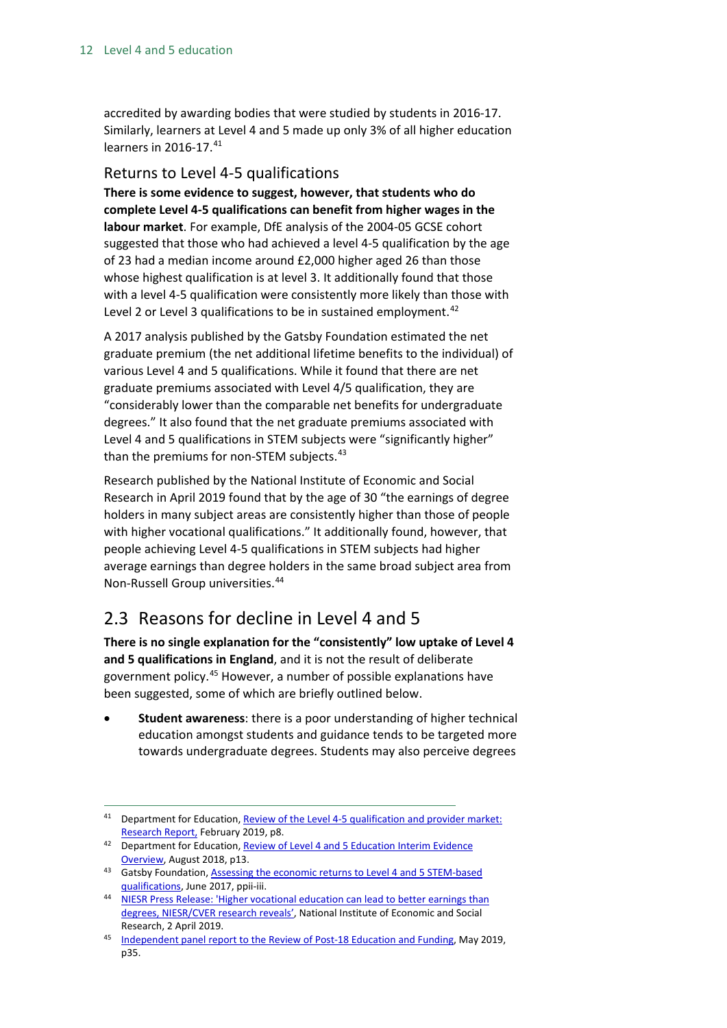accredited by awarding bodies that were studied by students in 2016-17. Similarly, learners at Level 4 and 5 made up only 3% of all higher education learners in 2016-17.[41]

### Returns to Level 4-5 qualifications

**There is some evidence to suggest, however, that students who do complete Level 4-5 qualifications can benefit from higher wages in the labour market**. For example, DfE analysis of the 2004-05 GCSE cohort suggested that those who had achieved a level 4-5 qualification by the age of 23 had a median income around £2,000 higher aged 26 than those whose highest qualification is at level 3. It additionally found that those with a level 4-5 qualification were consistently more likely than those with Level 2 or Level 3 qualifications to be in sustained employment.[42]

A 2017 analysis published by the Gatsby Foundation estimated the net graduate premium (the net additional lifetime benefits to the individual) of various Level 4 and 5 qualifications. While it found that there are net graduate premiums associated with Level 4/5 qualification, they are "considerably lower than the comparable net benefits for undergraduate degrees." It also found that the net graduate premiums associated with Level 4 and 5 qualifications in STEM subjects were "significantly higher" than the premiums for non-STEM subjects.[43]

Research published by the National Institute of Economic and Social Research in April 2019 found that by the age of 30 "the earnings of degree holders in many subject areas are consistently higher than those of people with higher vocational qualifications." It additionally found, however, that people achieving Level 4-5 qualifications in STEM subjects had higher average earnings than degree holders in the same broad subject area from Non-Russell Group universities.[44]

## 2.3 Reasons for decline in Level 4 and 5

**There is no single explanation for the "consistently" low uptake of Level 4 and 5 qualifications in England**, and it is not the result of deliberate government policy.[45] However, a number of possible explanations have been suggested, some of which are briefly outlined below.

- **Student awareness**: there is a poor understanding of higher technical education amongst students and guidance tends to be targeted more towards undergraduate degrees. Students may also perceive degrees

---

[41] Department for Education, Review of the Level 4-5 qualification and provider market: Research Report, February 2019, p8.

[42] Department for Education, Review of Level 4 and 5 Education Interim Evidence Overview, August 2018, p13.

[43] Gatsby Foundation, Assessing the economic returns to Level 4 and 5 STEM-based qualifications, June 2017, ppii-iii.

[44] NIESR Press Release: 'Higher vocational education can lead to better earnings than degrees, NIESR/CVER research reveals', National Institute of Economic and Social Research, 2 April 2019.

[45] Independent panel report to the Review of Post-18 Education and Funding, May 2019, p35.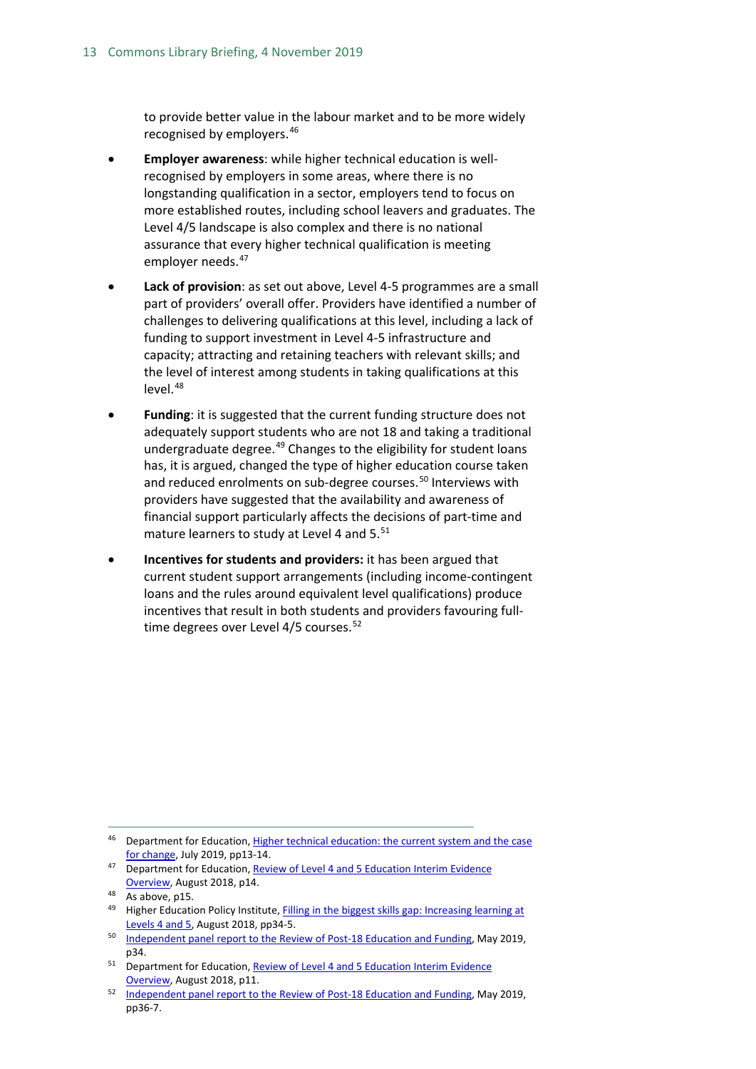to provide better value in the labour market and to be more widely recognised by employers.[46]

- **Employer awareness**: while higher technical education is well-recognised by employers in some areas, where there is no longstanding qualification in a sector, employers tend to focus on more established routes, including school leavers and graduates. The Level 4/5 landscape is also complex and there is no national assurance that every higher technical qualification is meeting employer needs.[47]
- **Lack of provision**: as set out above, Level 4-5 programmes are a small part of providers' overall offer. Providers have identified a number of challenges to delivering qualifications at this level, including a lack of funding to support investment in Level 4-5 infrastructure and capacity; attracting and retaining teachers with relevant skills; and the level of interest among students in taking qualifications at this level.[48]
- **Funding**: it is suggested that the current funding structure does not adequately support students who are not 18 and taking a traditional undergraduate degree.[49] Changes to the eligibility for student loans has, it is argued, changed the type of higher education course taken and reduced enrolments on sub-degree courses.[50] Interviews with providers have suggested that the availability and awareness of financial support particularly affects the decisions of part-time and mature learners to study at Level 4 and 5.[51]
- **Incentives for students and providers:** it has been argued that current student support arrangements (including income-contingent loans and the rules around equivalent level qualifications) produce incentives that result in both students and providers favouring full-time degrees over Level 4/5 courses.[52]

---

[46] Department for Education, Higher technical education: the current system and the case for change, July 2019, pp13-14.

[47] Department for Education, Review of Level 4 and 5 Education Interim Evidence Overview, August 2018, p14.

[48] As above, p15.

[49] Higher Education Policy Institute, Filling in the biggest skills gap: Increasing learning at Levels 4 and 5, August 2018, pp34-5.

[50] Independent panel report to the Review of Post-18 Education and Funding, May 2019, p34.

[51] Department for Education, Review of Level 4 and 5 Education Interim Evidence Overview, August 2018, p11.

[52] Independent panel report to the Review of Post-18 Education and Funding, May 2019, pp36-7.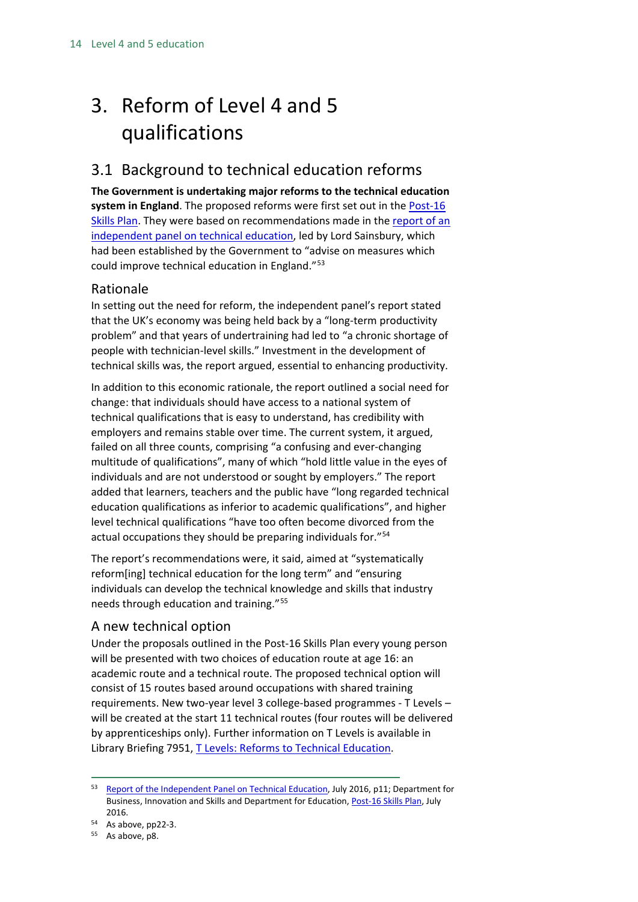# 3. Reform of Level 4 and 5 qualifications

## 3.1 Background to technical education reforms

**The Government is undertaking major reforms to the technical education system in England**. The proposed reforms were first set out in the Post-16 Skills Plan. They were based on recommendations made in the report of an independent panel on technical education, led by Lord Sainsbury, which had been established by the Government to "advise on measures which could improve technical education in England."[53]

### Rationale

In setting out the need for reform, the independent panel's report stated that the UK's economy was being held back by a "long-term productivity problem" and that years of undertraining had led to "a chronic shortage of people with technician-level skills." Investment in the development of technical skills was, the report argued, essential to enhancing productivity.

In addition to this economic rationale, the report outlined a social need for change: that individuals should have access to a national system of technical qualifications that is easy to understand, has credibility with employers and remains stable over time. The current system, it argued, failed on all three counts, comprising "a confusing and ever-changing multitude of qualifications", many of which "hold little value in the eyes of individuals and are not understood or sought by employers." The report added that learners, teachers and the public have "long regarded technical education qualifications as inferior to academic qualifications", and higher level technical qualifications "have too often become divorced from the actual occupations they should be preparing individuals for."[54]

The report's recommendations were, it said, aimed at "systematically reform[ing] technical education for the long term" and "ensuring individuals can develop the technical knowledge and skills that industry needs through education and training."[55]

### A new technical option

Under the proposals outlined in the Post-16 Skills Plan every young person will be presented with two choices of education route at age 16: an academic route and a technical route. The proposed technical option will consist of 15 routes based around occupations with shared training requirements. New two-year level 3 college-based programmes - T Levels – will be created at the start 11 technical routes (four routes will be delivered by apprenticeships only). Further information on T Levels is available in Library Briefing 7951, T Levels: Reforms to Technical Education.

---

[53] Report of the Independent Panel on Technical Education, July 2016, p11; Department for Business, Innovation and Skills and Department for Education, Post-16 Skills Plan, July 2016.

[54] As above, pp22-3.

[55] As above, p8.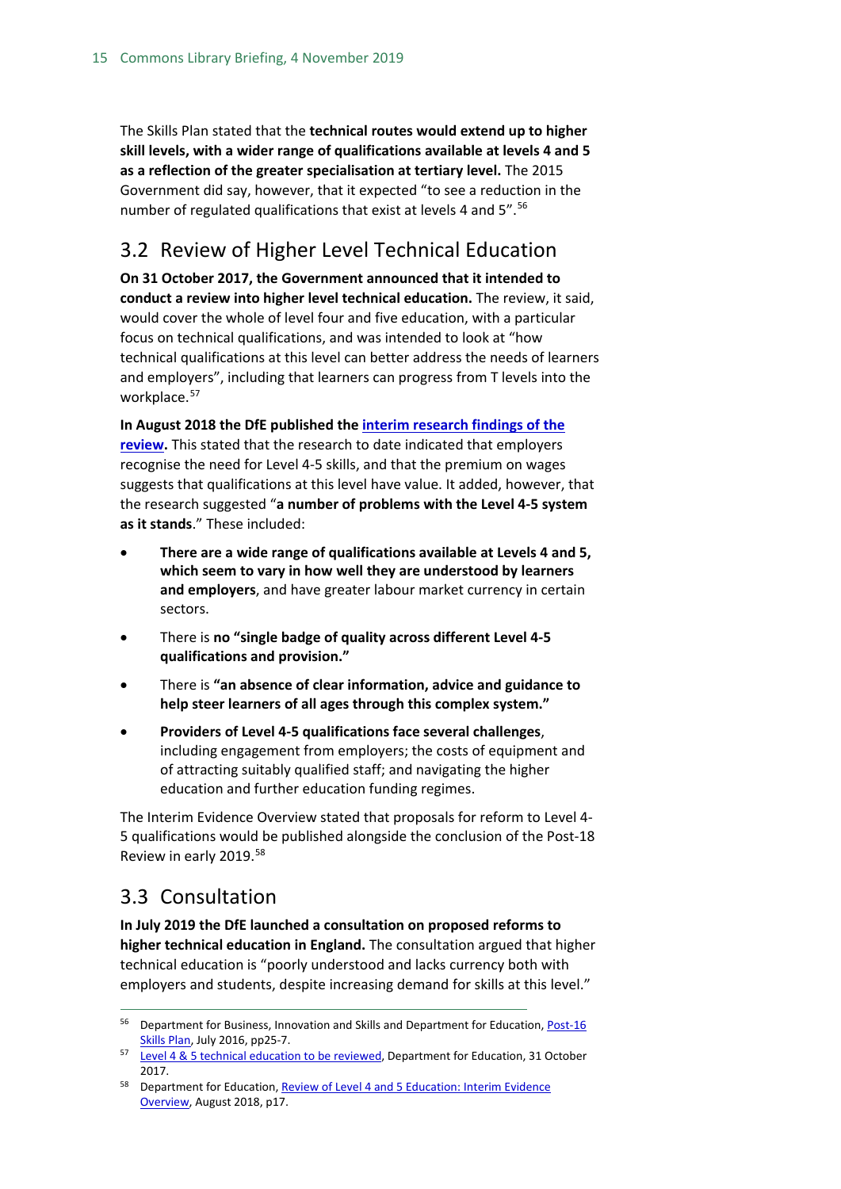The Skills Plan stated that the **technical routes would extend up to higher skill levels, with a wider range of qualifications available at levels 4 and 5 as a reflection of the greater specialisation at tertiary level.** The 2015 Government did say, however, that it expected "to see a reduction in the number of regulated qualifications that exist at levels 4 and 5".[56]

## 3.2 Review of Higher Level Technical Education

**On 31 October 2017, the Government announced that it intended to conduct a review into higher level technical education.** The review, it said, would cover the whole of level four and five education, with a particular focus on technical qualifications, and was intended to look at "how technical qualifications at this level can better address the needs of learners and employers", including that learners can progress from T levels into the workplace.[57]

**In August 2018 the DfE published the interim research findings of the review.** This stated that the research to date indicated that employers recognise the need for Level 4-5 skills, and that the premium on wages suggests that qualifications at this level have value. It added, however, that the research suggested "**a number of problems with the Level 4-5 system as it stands**." These included:

- **There are a wide range of qualifications available at Levels 4 and 5, which seem to vary in how well they are understood by learners and employers**, and have greater labour market currency in certain sectors.
- There is **no "single badge of quality across different Level 4-5 qualifications and provision."**
- There is **"an absence of clear information, advice and guidance to help steer learners of all ages through this complex system."**
- **Providers of Level 4-5 qualifications face several challenges**, including engagement from employers; the costs of equipment and of attracting suitably qualified staff; and navigating the higher education and further education funding regimes.

The Interim Evidence Overview stated that proposals for reform to Level 4-5 qualifications would be published alongside the conclusion of the Post-18 Review in early 2019.[58]

## 3.3 Consultation

**In July 2019 the DfE launched a consultation on proposed reforms to higher technical education in England.** The consultation argued that higher technical education is "poorly understood and lacks currency both with employers and students, despite increasing demand for skills at this level."

---

[56] Department for Business, Innovation and Skills and Department for Education, Post-16 Skills Plan, July 2016, pp25-7.

[57] Level 4 & 5 technical education to be reviewed, Department for Education, 31 October 2017.

[58] Department for Education, Review of Level 4 and 5 Education: Interim Evidence Overview, August 2018, p17.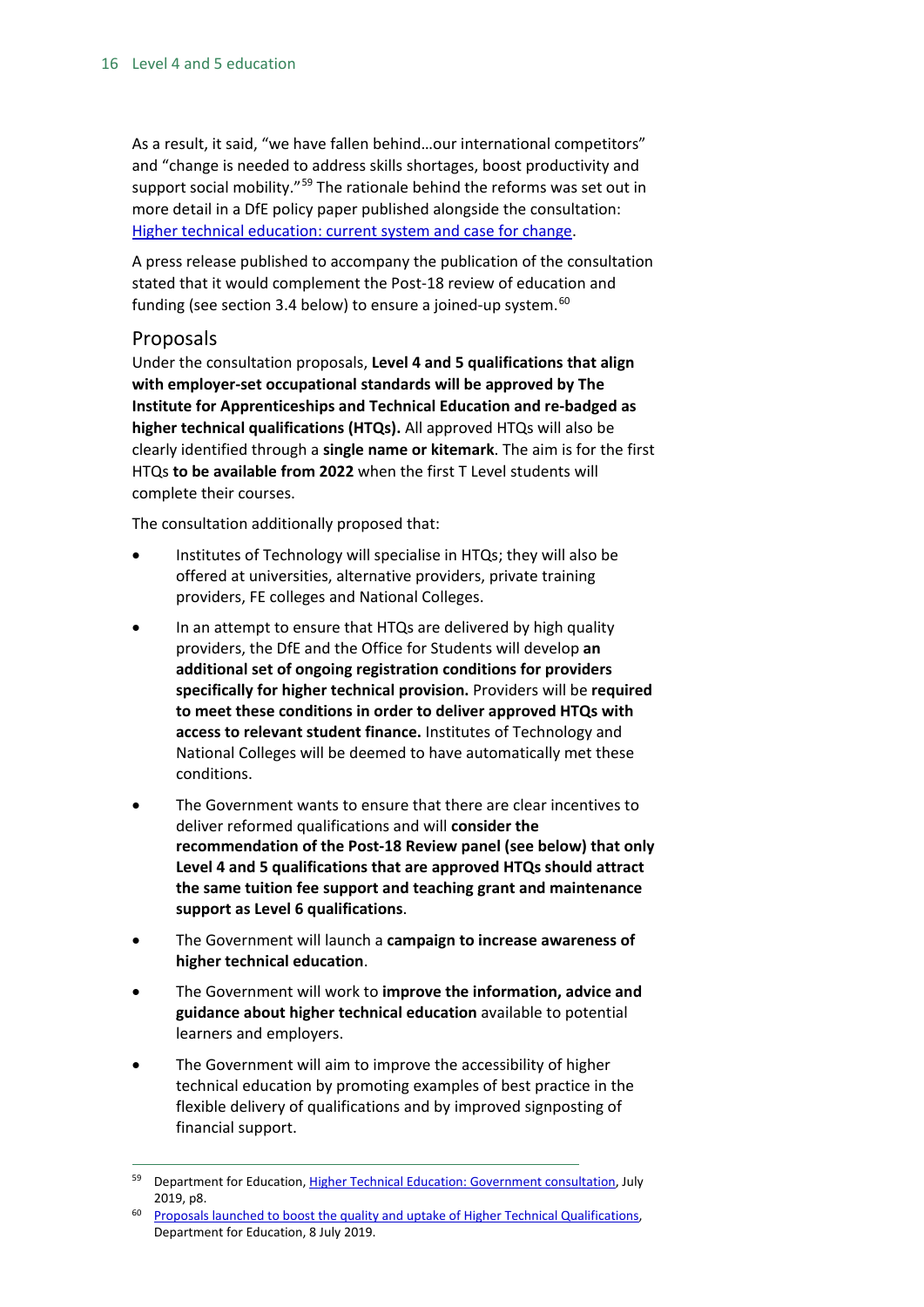As a result, it said, "we have fallen behind…our international competitors" and "change is needed to address skills shortages, boost productivity and support social mobility."[59] The rationale behind the reforms was set out in more detail in a DfE policy paper published alongside the consultation: [Higher technical education: current system and case for change](#).

A press release published to accompany the publication of the consultation stated that it would complement the Post-18 review of education and funding (see section 3.4 below) to ensure a joined-up system.[60]

### Proposals

Under the consultation proposals, **Level 4 and 5 qualifications that align with employer-set occupational standards will be approved by The Institute for Apprenticeships and Technical Education and re-badged as higher technical qualifications (HTQs).** All approved HTQs will also be clearly identified through a **single name or kitemark**. The aim is for the first HTQs **to be available from 2022** when the first T Level students will complete their courses.

The consultation additionally proposed that:

- Institutes of Technology will specialise in HTQs; they will also be offered at universities, alternative providers, private training providers, FE colleges and National Colleges.
- In an attempt to ensure that HTQs are delivered by high quality providers, the DfE and the Office for Students will develop **an additional set of ongoing registration conditions for providers specifically for higher technical provision.** Providers will be **required to meet these conditions in order to deliver approved HTQs with access to relevant student finance.** Institutes of Technology and National Colleges will be deemed to have automatically met these conditions.
- The Government wants to ensure that there are clear incentives to deliver reformed qualifications and will **consider the recommendation of the Post-18 Review panel (see below) that only Level 4 and 5 qualifications that are approved HTQs should attract the same tuition fee support and teaching grant and maintenance support as Level 6 qualifications**.
- The Government will launch a **campaign to increase awareness of higher technical education**.
- The Government will work to **improve the information, advice and guidance about higher technical education** available to potential learners and employers.
- The Government will aim to improve the accessibility of higher technical education by promoting examples of best practice in the flexible delivery of qualifications and by improved signposting of financial support.

---

[59] Department for Education, [Higher Technical Education: Government consultation](#), July 2019, p8.

[60] [Proposals launched to boost the quality and uptake of Higher Technical Qualifications](#), Department for Education, 8 July 2019.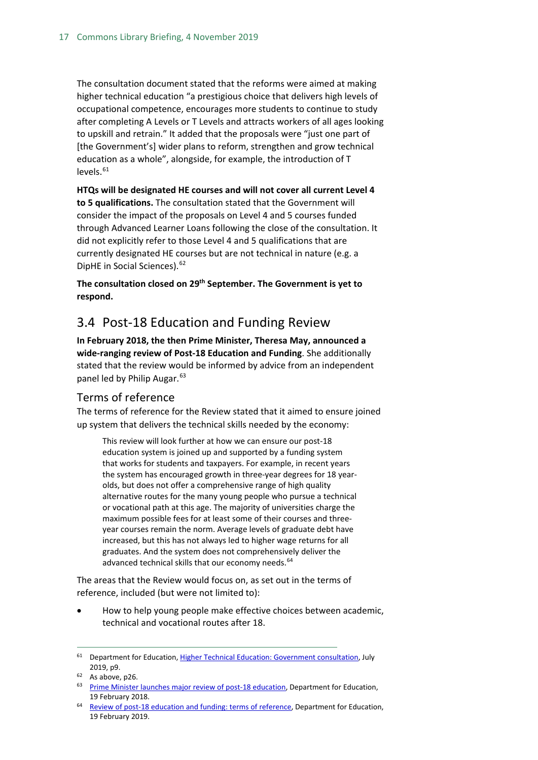The consultation document stated that the reforms were aimed at making higher technical education "a prestigious choice that delivers high levels of occupational competence, encourages more students to continue to study after completing A Levels or T Levels and attracts workers of all ages looking to upskill and retrain." It added that the proposals were "just one part of [the Government's] wider plans to reform, strengthen and grow technical education as a whole", alongside, for example, the introduction of T levels.[61]

**HTQs will be designated HE courses and will not cover all current Level 4 to 5 qualifications.** The consultation stated that the Government will consider the impact of the proposals on Level 4 and 5 courses funded through Advanced Learner Loans following the close of the consultation. It did not explicitly refer to those Level 4 and 5 qualifications that are currently designated HE courses but are not technical in nature (e.g. a DipHE in Social Sciences).[62]

**The consultation closed on 29th September. The Government is yet to respond.**

## 3.4 Post-18 Education and Funding Review

**In February 2018, the then Prime Minister, Theresa May, announced a wide-ranging review of Post-18 Education and Funding**. She additionally stated that the review would be informed by advice from an independent panel led by Philip Augar.[63]

### Terms of reference

The terms of reference for the Review stated that it aimed to ensure joined up system that delivers the technical skills needed by the economy:

> This review will look further at how we can ensure our post-18 education system is joined up and supported by a funding system that works for students and taxpayers. For example, in recent years the system has encouraged growth in three-year degrees for 18 year-olds, but does not offer a comprehensive range of high quality alternative routes for the many young people who pursue a technical or vocational path at this age. The majority of universities charge the maximum possible fees for at least some of their courses and three-year courses remain the norm. Average levels of graduate debt have increased, but this has not always led to higher wage returns for all graduates. And the system does not comprehensively deliver the advanced technical skills that our economy needs.[64]

The areas that the Review would focus on, as set out in the terms of reference, included (but were not limited to):

- How to help young people make effective choices between academic, technical and vocational routes after 18.

---

[61] Department for Education, Higher Technical Education: Government consultation, July 2019, p9.

[62] As above, p26.

[63] Prime Minister launches major review of post-18 education, Department for Education, 19 February 2018.

[64] Review of post-18 education and funding: terms of reference, Department for Education, 19 February 2019.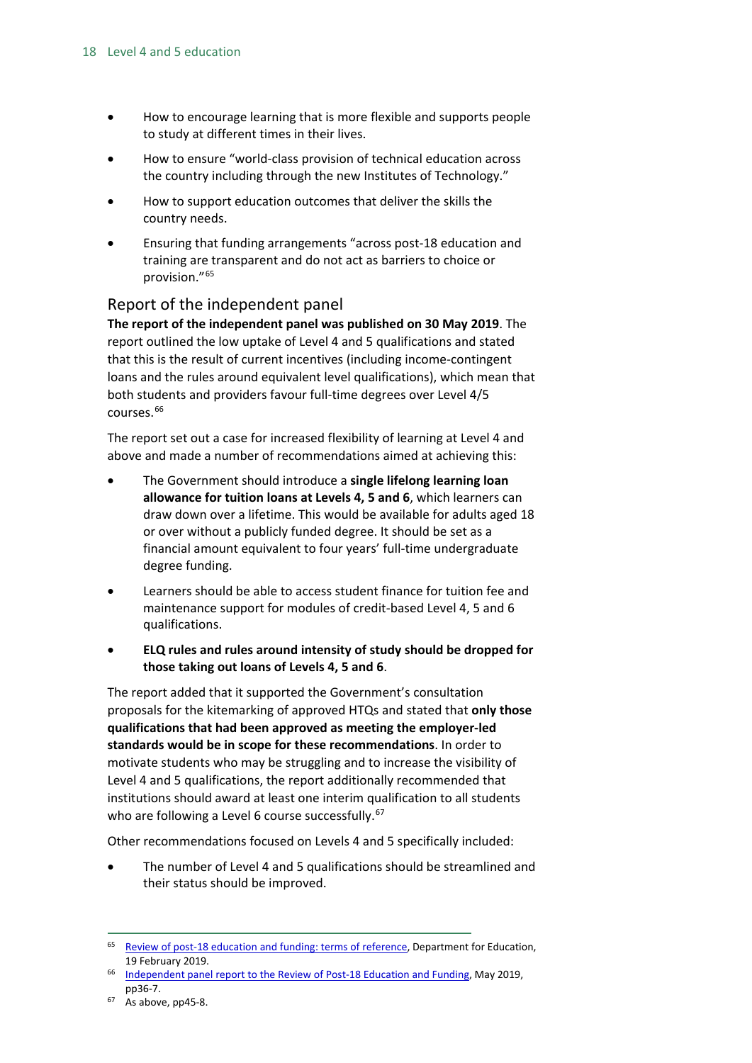- How to encourage learning that is more flexible and supports people to study at different times in their lives.
- How to ensure "world-class provision of technical education across the country including through the new Institutes of Technology."
- How to support education outcomes that deliver the skills the country needs.
- Ensuring that funding arrangements "across post-18 education and training are transparent and do not act as barriers to choice or provision."[65]

## Report of the independent panel

**The report of the independent panel was published on 30 May 2019**. The report outlined the low uptake of Level 4 and 5 qualifications and stated that this is the result of current incentives (including income-contingent loans and the rules around equivalent level qualifications), which mean that both students and providers favour full-time degrees over Level 4/5 courses.[66]

The report set out a case for increased flexibility of learning at Level 4 and above and made a number of recommendations aimed at achieving this:

- The Government should introduce a **single lifelong learning loan allowance for tuition loans at Levels 4, 5 and 6**, which learners can draw down over a lifetime. This would be available for adults aged 18 or over without a publicly funded degree. It should be set as a financial amount equivalent to four years' full-time undergraduate degree funding.
- Learners should be able to access student finance for tuition fee and maintenance support for modules of credit-based Level 4, 5 and 6 qualifications.
- **ELQ rules and rules around intensity of study should be dropped for those taking out loans of Levels 4, 5 and 6**.

The report added that it supported the Government's consultation proposals for the kitemarking of approved HTQs and stated that **only those qualifications that had been approved as meeting the employer-led standards would be in scope for these recommendations**. In order to motivate students who may be struggling and to increase the visibility of Level 4 and 5 qualifications, the report additionally recommended that institutions should award at least one interim qualification to all students who are following a Level 6 course successfully.[67]

Other recommendations focused on Levels 4 and 5 specifically included:

- The number of Level 4 and 5 qualifications should be streamlined and their status should be improved.

---

[65] Review of post-18 education and funding: terms of reference, Department for Education, 19 February 2019.

[66] Independent panel report to the Review of Post-18 Education and Funding, May 2019, pp36-7.

[67] As above, pp45-8.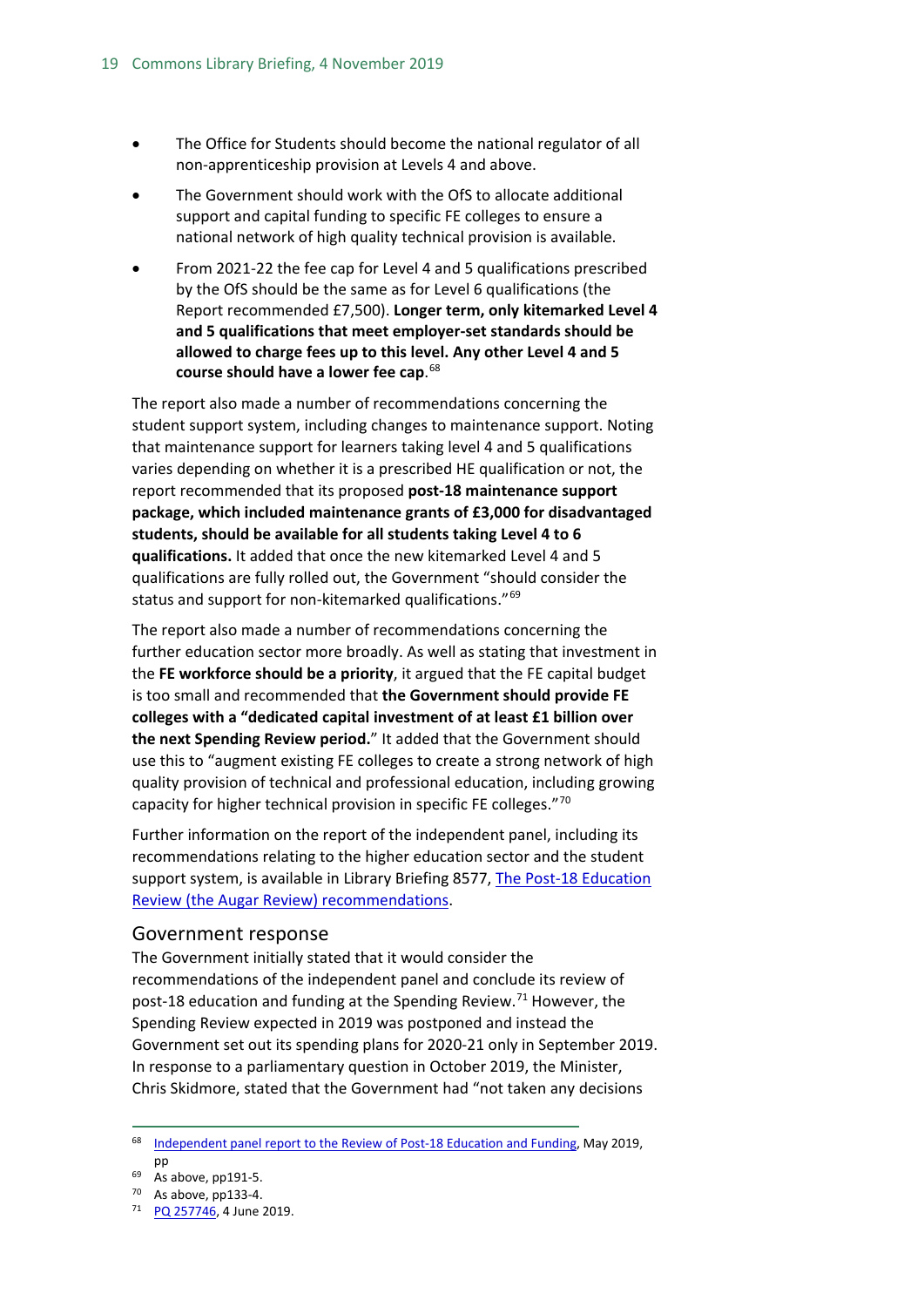- The Office for Students should become the national regulator of all non-apprenticeship provision at Levels 4 and above.
- The Government should work with the OfS to allocate additional support and capital funding to specific FE colleges to ensure a national network of high quality technical provision is available.
- From 2021-22 the fee cap for Level 4 and 5 qualifications prescribed by the OfS should be the same as for Level 6 qualifications (the Report recommended £7,500). **Longer term, only kitemarked Level 4 and 5 qualifications that meet employer-set standards should be allowed to charge fees up to this level. Any other Level 4 and 5 course should have a lower fee cap**.[68]

The report also made a number of recommendations concerning the student support system, including changes to maintenance support. Noting that maintenance support for learners taking level 4 and 5 qualifications varies depending on whether it is a prescribed HE qualification or not, the report recommended that its proposed **post-18 maintenance support package, which included maintenance grants of £3,000 for disadvantaged students, should be available for all students taking Level 4 to 6 qualifications.** It added that once the new kitemarked Level 4 and 5 qualifications are fully rolled out, the Government "should consider the status and support for non-kitemarked qualifications."[69]

The report also made a number of recommendations concerning the further education sector more broadly. As well as stating that investment in the **FE workforce should be a priority**, it argued that the FE capital budget is too small and recommended that **the Government should provide FE colleges with a "dedicated capital investment of at least £1 billion over the next Spending Review period.**" It added that the Government should use this to "augment existing FE colleges to create a strong network of high quality provision of technical and professional education, including growing capacity for higher technical provision in specific FE colleges."[70]

Further information on the report of the independent panel, including its recommendations relating to the higher education sector and the student support system, is available in Library Briefing 8577, [The Post-18 Education Review (the Augar Review) recommendations](#).

## Government response

The Government initially stated that it would consider the recommendations of the independent panel and conclude its review of post-18 education and funding at the Spending Review.[71] However, the Spending Review expected in 2019 was postponed and instead the Government set out its spending plans for 2020-21 only in September 2019. In response to a parliamentary question in October 2019, the Minister, Chris Skidmore, stated that the Government had "not taken any decisions

---

[68] [Independent panel report to the Review of Post-18 Education and Funding](#), May 2019, pp

[69] As above, pp191-5.

[70] As above, pp133-4.

[71] [PQ 257746](#), 4 June 2019.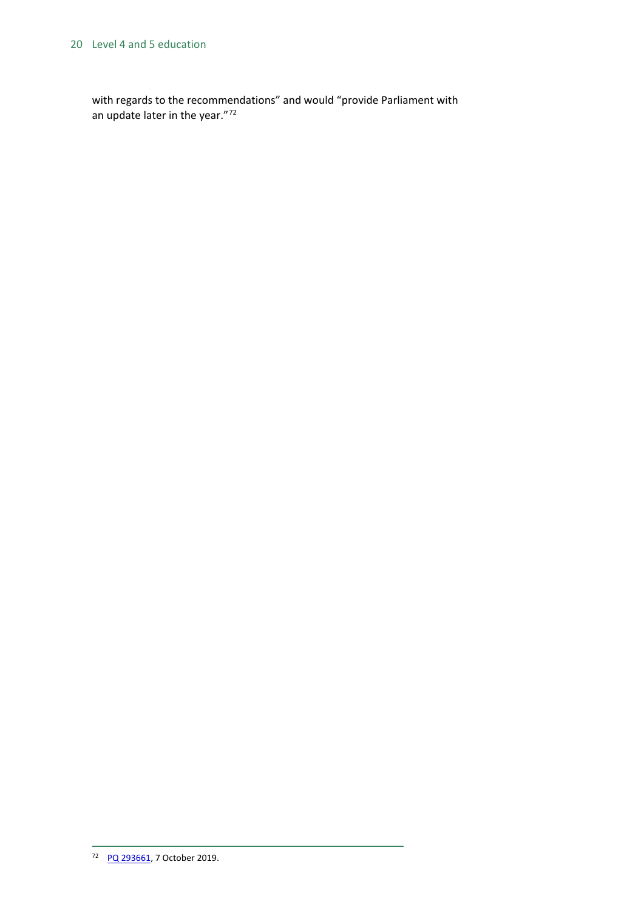with regards to the recommendations" and would "provide Parliament with an update later in the year."[72]

---

[72] PQ 293661, 7 October 2019.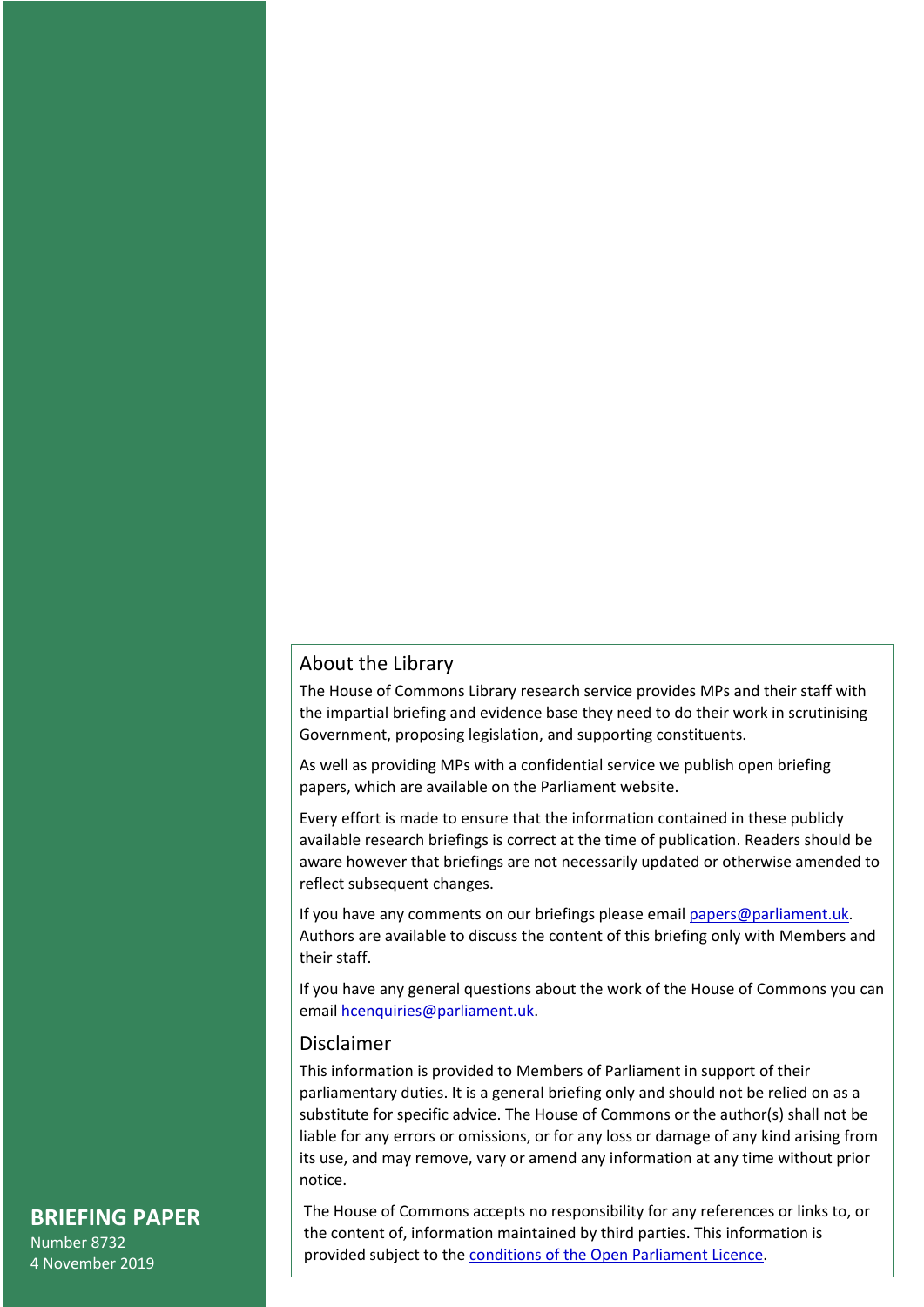## About the Library

The House of Commons Library research service provides MPs and their staff with the impartial briefing and evidence base they need to do their work in scrutinising Government, proposing legislation, and supporting constituents.

As well as providing MPs with a confidential service we publish open briefing papers, which are available on the Parliament website.

Every effort is made to ensure that the information contained in these publicly available research briefings is correct at the time of publication. Readers should be aware however that briefings are not necessarily updated or otherwise amended to reflect subsequent changes.

If you have any comments on our briefings please email papers@parliament.uk. Authors are available to discuss the content of this briefing only with Members and their staff.

If you have any general questions about the work of the House of Commons you can email hcenquiries@parliament.uk.

## Disclaimer

This information is provided to Members of Parliament in support of their parliamentary duties. It is a general briefing only and should not be relied on as a substitute for specific advice. The House of Commons or the author(s) shall not be liable for any errors or omissions, or for any loss or damage of any kind arising from its use, and may remove, vary or amend any information at any time without prior notice.

The House of Commons accepts no responsibility for any references or links to, or the content of, information maintained by third parties. This information is provided subject to the conditions of the Open Parliament Licence.

**BRIEFING PAPER**

Number 8732

4 November 2019